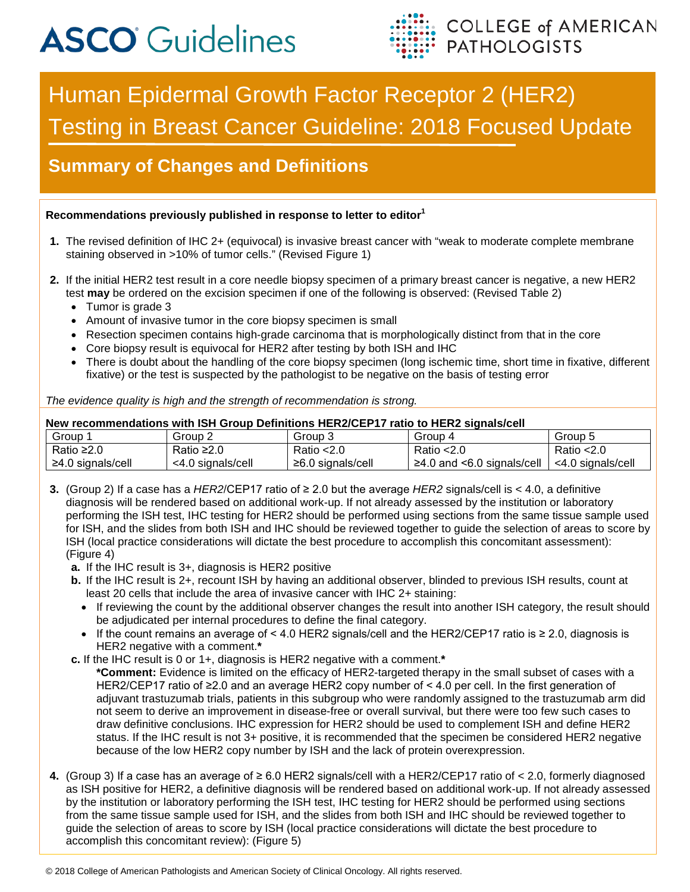# Human Epidermal Growth Factor Receptor 2 (HER2) Testing in Breast Cancer Guideline: 2018 Focused Update

## Summary of Changes and Definitions

**Recommendations previously published in response to letter to editor[1]**

1. The revised definition of IHC 2+ (equivocal) is invasive breast cancer with "weak to moderate complete membrane staining observed in >10% of tumor cells." (Revised Figure 1)

2. If the initial HER2 test result in a core needle biopsy specimen of a primary breast cancer is negative, a new HER2 test **may** be ordered on the excision specimen if one of the following is observed: (Revised Table 2)
   - Tumor is grade 3
   - Amount of invasive tumor in the core biopsy specimen is small
   - Resection specimen contains high-grade carcinoma that is morphologically distinct from that in the core
   - Core biopsy result is equivocal for HER2 after testing by both ISH and IHC
   - There is doubt about the handling of the core biopsy specimen (long ischemic time, short time in fixative, different fixative) or the test is suspected by the pathologist to be negative on the basis of testing error

*The evidence quality is high and the strength of recommendation is strong.*

**New recommendations with ISH Group Definitions HER2/CEP17 ratio to HER2 signals/cell**

| Group 1 | Group 2 | Group 3 | Group 4 | Group 5 |
|---|---|---|---|---|
| Ratio ≥2.0<br>≥4.0 signals/cell | Ratio ≥2.0<br><4.0 signals/cell | Ratio <2.0<br>≥6.0 signals/cell | Ratio <2.0<br>≥4.0 and <6.0 signals/cell | Ratio <2.0<br><4.0 signals/cell |

3. (Group 2) If a case has a *HER2*/CEP17 ratio of ≥ 2.0 but the average *HER2* signals/cell is < 4.0, a definitive diagnosis will be rendered based on additional work-up. If not already assessed by the institution or laboratory performing the ISH test, IHC testing for HER2 should be performed using sections from the same tissue sample used for ISH, and the slides from both ISH and IHC should be reviewed together to guide the selection of areas to score by ISH (local practice considerations will dictate the best procedure to accomplish this concomitant assessment): (Figure 4)
   - **a.** If the IHC result is 3+, diagnosis is HER2 positive
   - **b.** If the IHC result is 2+, recount ISH by having an additional observer, blinded to previous ISH results, count at least 20 cells that include the area of invasive cancer with IHC 2+ staining:
     - If reviewing the count by the additional observer changes the result into another ISH category, the result should be adjudicated per internal procedures to define the final category.
     - If the count remains an average of < 4.0 HER2 signals/cell and the HER2/CEP17 ratio is ≥ 2.0, diagnosis is HER2 negative with a comment.**\***
   - **c.** If the IHC result is 0 or 1+, diagnosis is HER2 negative with a comment.**\***

     **\*Comment:** Evidence is limited on the efficacy of HER2-targeted therapy in the small subset of cases with a HER2/CEP17 ratio of ≥2.0 and an average HER2 copy number of < 4.0 per cell. In the first generation of adjuvant trastuzumab trials, patients in this subgroup who were randomly assigned to the trastuzumab arm did not seem to derive an improvement in disease-free or overall survival, but there were too few such cases to draw definitive conclusions. IHC expression for HER2 should be used to complement ISH and define HER2 status. If the IHC result is not 3+ positive, it is recommended that the specimen be considered HER2 negative because of the low HER2 copy number by ISH and the lack of protein overexpression.

4. (Group 3) If a case has an average of ≥ 6.0 HER2 signals/cell with a HER2/CEP17 ratio of < 2.0, formerly diagnosed as ISH positive for HER2, a definitive diagnosis will be rendered based on additional work-up. If not already assessed by the institution or laboratory performing the ISH test, IHC testing for HER2 should be performed using sections from the same tissue sample used for ISH, and the slides from both ISH and IHC should be reviewed together to guide the selection of areas to score by ISH (local practice considerations will dictate the best procedure to accomplish this concomitant review): (Figure 5)

© 2018 College of American Pathologists and American Society of Clinical Oncology. All rights reserved.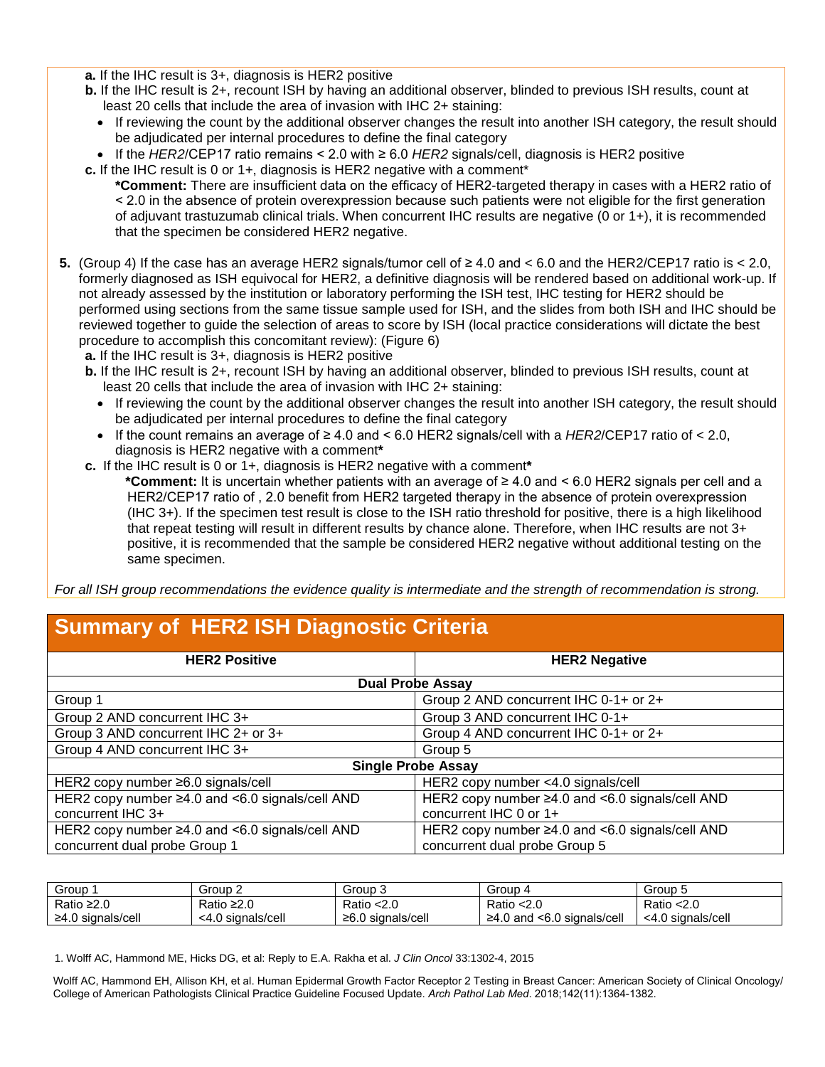**a.** If the IHC result is 3+, diagnosis is HER2 positive

**b.** If the IHC result is 2+, recount ISH by having an additional observer, blinded to previous ISH results, count at least 20 cells that include the area of invasion with IHC 2+ staining:

- If reviewing the count by the additional observer changes the result into another ISH category, the result should be adjudicated per internal procedures to define the final category
- If the *HER2*/CEP17 ratio remains < 2.0 with ≥ 6.0 *HER2* signals/cell, diagnosis is HER2 positive

**c.** If the IHC result is 0 or 1+, diagnosis is HER2 negative with a comment*

**\*Comment:** There are insufficient data on the efficacy of HER2-targeted therapy in cases with a HER2 ratio of < 2.0 in the absence of protein overexpression because such patients were not eligible for the first generation of adjuvant trastuzumab clinical trials. When concurrent IHC results are negative (0 or 1+), it is recommended that the specimen be considered HER2 negative.

**5.** (Group 4) If the case has an average HER2 signals/tumor cell of ≥ 4.0 and < 6.0 and the HER2/CEP17 ratio is < 2.0, formerly diagnosed as ISH equivocal for HER2, a definitive diagnosis will be rendered based on additional work-up. If not already assessed by the institution or laboratory performing the ISH test, IHC testing for HER2 should be performed using sections from the same tissue sample used for ISH, and the slides from both ISH and IHC should be reviewed together to guide the selection of areas to score by ISH (local practice considerations will dictate the best procedure to accomplish this concomitant review): (Figure 6)

**a.** If the IHC result is 3+, diagnosis is HER2 positive

**b.** If the IHC result is 2+, recount ISH by having an additional observer, blinded to previous ISH results, count at least 20 cells that include the area of invasion with IHC 2+ staining:

- If reviewing the count by the additional observer changes the result into another ISH category, the result should be adjudicated per internal procedures to define the final category
- If the count remains an average of ≥ 4.0 and < 6.0 HER2 signals/cell with a *HER2*/CEP17 ratio of < 2.0, diagnosis is HER2 negative with a comment**\***

**c.** If the IHC result is 0 or 1+, diagnosis is HER2 negative with a comment**\***

**\*Comment:** It is uncertain whether patients with an average of ≥ 4.0 and < 6.0 HER2 signals per cell and a HER2/CEP17 ratio of , 2.0 benefit from HER2 targeted therapy in the absence of protein overexpression (IHC 3+). If the specimen test result is close to the ISH ratio threshold for positive, there is a high likelihood that repeat testing will result in different results by chance alone. Therefore, when IHC results are not 3+ positive, it is recommended that the sample be considered HER2 negative without additional testing on the same specimen.

*For all ISH group recommendations the evidence quality is intermediate and the strength of recommendation is strong.*

## Summary of HER2 ISH Diagnostic Criteria

| HER2 Positive | HER2 Negative |
|---|---|
| **Dual Probe Assay** | |
| Group 1 | Group 2 AND concurrent IHC 0-1+ or 2+ |
| Group 2 AND concurrent IHC 3+ | Group 3 AND concurrent IHC 0-1+ |
| Group 3 AND concurrent IHC 2+ or 3+ | Group 4 AND concurrent IHC 0-1+ or 2+ |
| Group 4 AND concurrent IHC 3+ | Group 5 |
| **Single Probe Assay** | |
| HER2 copy number ≥6.0 signals/cell | HER2 copy number <4.0 signals/cell |
| HER2 copy number ≥4.0 and <6.0 signals/cell AND concurrent IHC 3+ | HER2 copy number ≥4.0 and <6.0 signals/cell AND concurrent IHC 0 or 1+ |
| HER2 copy number ≥4.0 and <6.0 signals/cell AND concurrent dual probe Group 1 | HER2 copy number ≥4.0 and <6.0 signals/cell AND concurrent dual probe Group 5 |

| Group 1 | Group 2 | Group 3 | Group 4 | Group 5 |
|---|---|---|---|---|
| Ratio ≥2.0<br>≥4.0 signals/cell | Ratio ≥2.0<br><4.0 signals/cell | Ratio <2.0<br>≥6.0 signals/cell | Ratio <2.0<br>≥4.0 and <6.0 signals/cell | Ratio <2.0<br><4.0 signals/cell |

1. Wolff AC, Hammond ME, Hicks DG, et al: Reply to E.A. Rakha et al. *J Clin Oncol* 33:1302-4, 2015

Wolff AC, Hammond EH, Allison KH, et al. Human Epidermal Growth Factor Receptor 2 Testing in Breast Cancer: American Society of Clinical Oncology/ College of American Pathologists Clinical Practice Guideline Focused Update. *Arch Pathol Lab Med*. 2018;142(11):1364-1382.